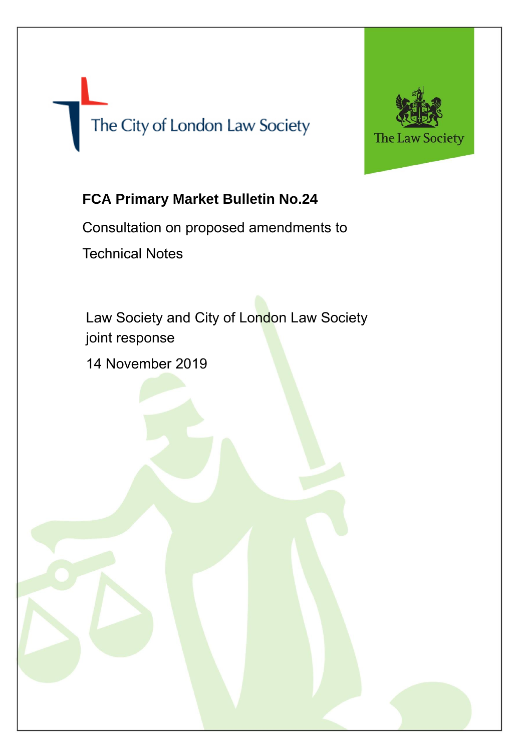The City of London Law Society

The Law Society

# FCA Primary Market Bulletin No.24

Consultation on proposed amendments to Technical Notes

Law Society and City of London Law Society joint response

14 November 2019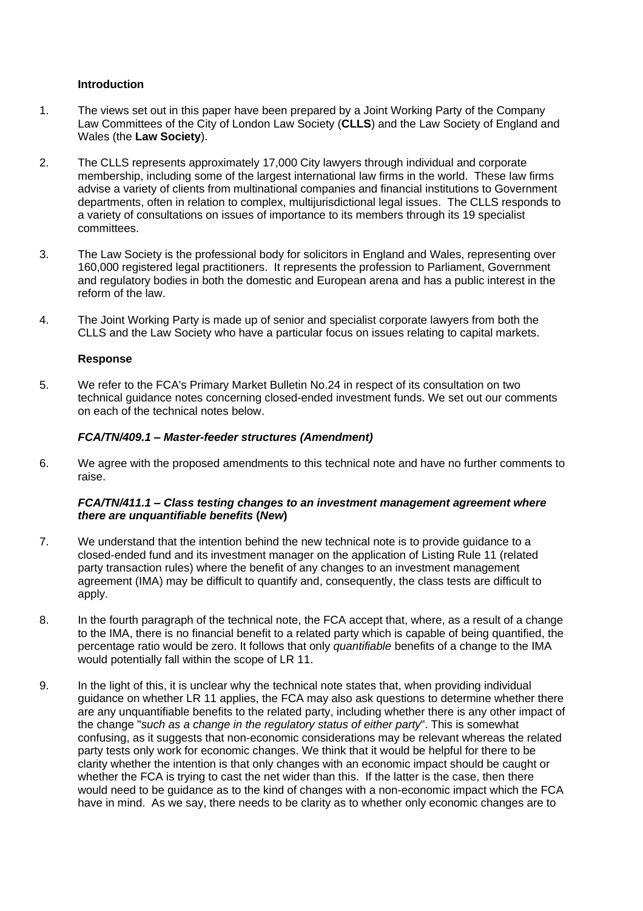**Introduction**

1. The views set out in this paper have been prepared by a Joint Working Party of the Company Law Committees of the City of London Law Society (**CLLS**) and the Law Society of England and Wales (the **Law Society**).

2. The CLLS represents approximately 17,000 City lawyers through individual and corporate membership, including some of the largest international law firms in the world. These law firms advise a variety of clients from multinational companies and financial institutions to Government departments, often in relation to complex, multijurisdictional legal issues. The CLLS responds to a variety of consultations on issues of importance to its members through its 19 specialist committees.

3. The Law Society is the professional body for solicitors in England and Wales, representing over 160,000 registered legal practitioners. It represents the profession to Parliament, Government and regulatory bodies in both the domestic and European arena and has a public interest in the reform of the law.

4. The Joint Working Party is made up of senior and specialist corporate lawyers from both the CLLS and the Law Society who have a particular focus on issues relating to capital markets.

**Response**

5. We refer to the FCA's Primary Market Bulletin No.24 in respect of its consultation on two technical guidance notes concerning closed-ended investment funds. We set out our comments on each of the technical notes below.

***FCA/TN/409.1 – Master-feeder structures (Amendment)***

6. We agree with the proposed amendments to this technical note and have no further comments to raise.

***FCA/TN/411.1 – Class testing changes to an investment management agreement where there are unquantifiable benefits (New)***

7. We understand that the intention behind the new technical note is to provide guidance to a closed-ended fund and its investment manager on the application of Listing Rule 11 (related party transaction rules) where the benefit of any changes to an investment management agreement (IMA) may be difficult to quantify and, consequently, the class tests are difficult to apply.

8. In the fourth paragraph of the technical note, the FCA accept that, where, as a result of a change to the IMA, there is no financial benefit to a related party which is capable of being quantified, the percentage ratio would be zero. It follows that only *quantifiable* benefits of a change to the IMA would potentially fall within the scope of LR 11.

9. In the light of this, it is unclear why the technical note states that, when providing individual guidance on whether LR 11 applies, the FCA may also ask questions to determine whether there are any unquantifiable benefits to the related party, including whether there is any other impact of the change "*such as a change in the regulatory status of either party*". This is somewhat confusing, as it suggests that non-economic considerations may be relevant whereas the related party tests only work for economic changes. We think that it would be helpful for there to be clarity whether the intention is that only changes with an economic impact should be caught or whether the FCA is trying to cast the net wider than this. If the latter is the case, then there would need to be guidance as to the kind of changes with a non-economic impact which the FCA have in mind. As we say, there needs to be clarity as to whether only economic changes are to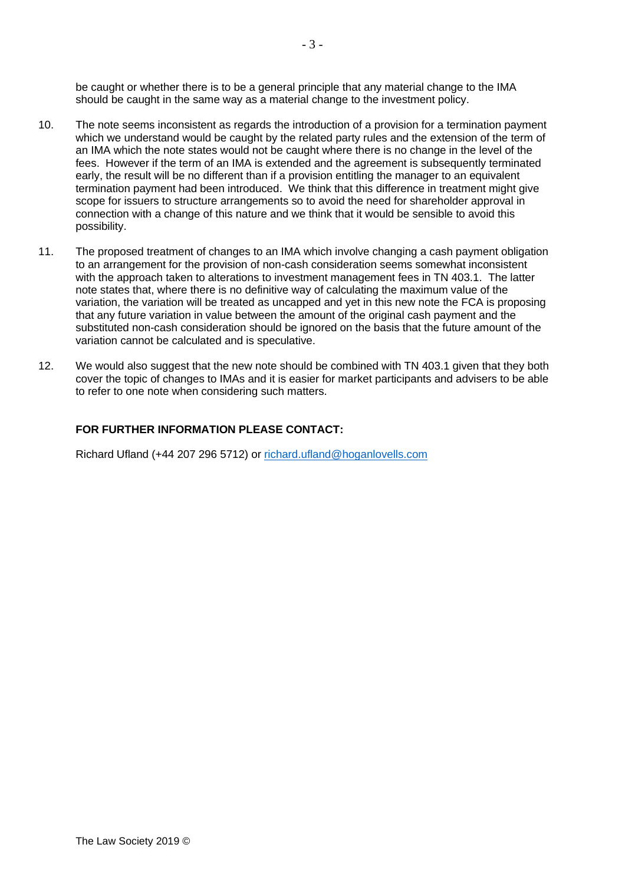be caught or whether there is to be a general principle that any material change to the IMA should be caught in the same way as a material change to the investment policy.

10. The note seems inconsistent as regards the introduction of a provision for a termination payment which we understand would be caught by the related party rules and the extension of the term of an IMA which the note states would not be caught where there is no change in the level of the fees. However if the term of an IMA is extended and the agreement is subsequently terminated early, the result will be no different than if a provision entitling the manager to an equivalent termination payment had been introduced. We think that this difference in treatment might give scope for issuers to structure arrangements so to avoid the need for shareholder approval in connection with a change of this nature and we think that it would be sensible to avoid this possibility.

11. The proposed treatment of changes to an IMA which involve changing a cash payment obligation to an arrangement for the provision of non-cash consideration seems somewhat inconsistent with the approach taken to alterations to investment management fees in TN 403.1. The latter note states that, where there is no definitive way of calculating the maximum value of the variation, the variation will be treated as uncapped and yet in this new note the FCA is proposing that any future variation in value between the amount of the original cash payment and the substituted non-cash consideration should be ignored on the basis that the future amount of the variation cannot be calculated and is speculative.

12. We would also suggest that the new note should be combined with TN 403.1 given that they both cover the topic of changes to IMAs and it is easier for market participants and advisers to be able to refer to one note when considering such matters.

**FOR FURTHER INFORMATION PLEASE CONTACT:**

Richard Ufland (+44 207 296 5712) or [richard.ufland@hoganlovells.com](mailto:richard.ufland@hoganlovells.com)

The Law Society 2019 ©